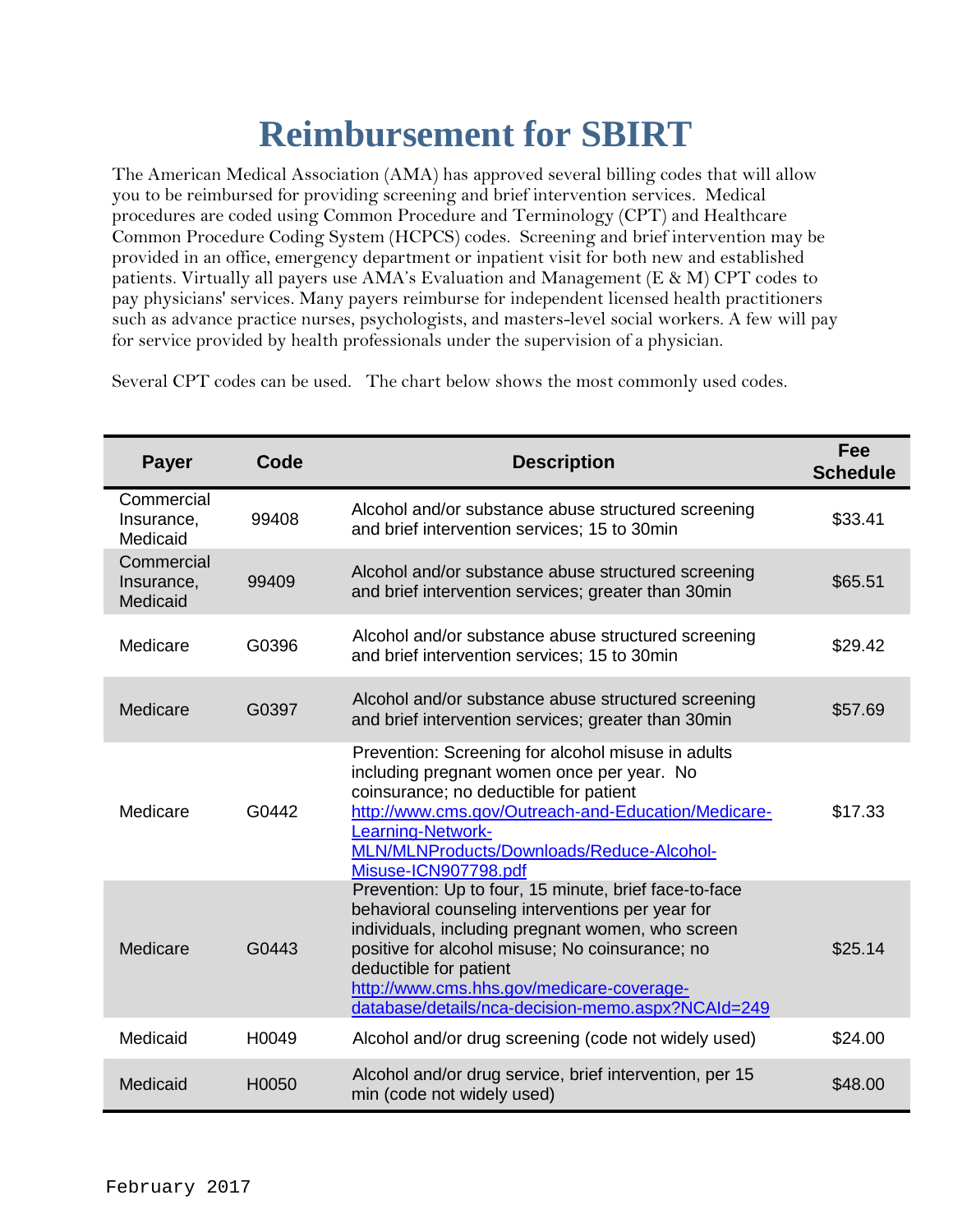# Reimbursement for SBIRT

The American Medical Association (AMA) has approved several billing codes that will allow you to be reimbursed for providing screening and brief intervention services. Medical procedures are coded using Common Procedure and Terminology (CPT) and Healthcare Common Procedure Coding System (HCPCS) codes. Screening and brief intervention may be provided in an office, emergency department or inpatient visit for both new and established patients. Virtually all payers use AMA's Evaluation and Management (E & M) CPT codes to pay physicians' services. Many payers reimburse for independent licensed health practitioners such as advance practice nurses, psychologists, and masters-level social workers. A few will pay for service provided by health professionals under the supervision of a physician.

Several CPT codes can be used. The chart below shows the most commonly used codes.

| Payer | Code | Description | Fee Schedule |
|---|---|---|---|
| Commercial Insurance, Medicaid | 99408 | Alcohol and/or substance abuse structured screening and brief intervention services; 15 to 30min | $33.41 |
| Commercial Insurance, Medicaid | 99409 | Alcohol and/or substance abuse structured screening and brief intervention services; greater than 30min | $65.51 |
| Medicare | G0396 | Alcohol and/or substance abuse structured screening and brief intervention services; 15 to 30min | $29.42 |
| Medicare | G0397 | Alcohol and/or substance abuse structured screening and brief intervention services; greater than 30min | $57.69 |
| Medicare | G0442 | Prevention: Screening for alcohol misuse in adults including pregnant women once per year. No coinsurance; no deductible for patient http://www.cms.gov/Outreach-and-Education/Medicare-Learning-Network-MLN/MLNProducts/Downloads/Reduce-Alcohol-Misuse-ICN907798.pdf | $17.33 |
| Medicare | G0443 | Prevention: Up to four, 15 minute, brief face-to-face behavioral counseling interventions per year for individuals, including pregnant women, who screen positive for alcohol misuse; No coinsurance; no deductible for patient http://www.cms.hhs.gov/medicare-coverage-database/details/nca-decision-memo.aspx?NCAId=249 | $25.14 |
| Medicaid | H0049 | Alcohol and/or drug screening (code not widely used) | $24.00 |
| Medicaid | H0050 | Alcohol and/or drug service, brief intervention, per 15 min (code not widely used) | $48.00 |

February 2017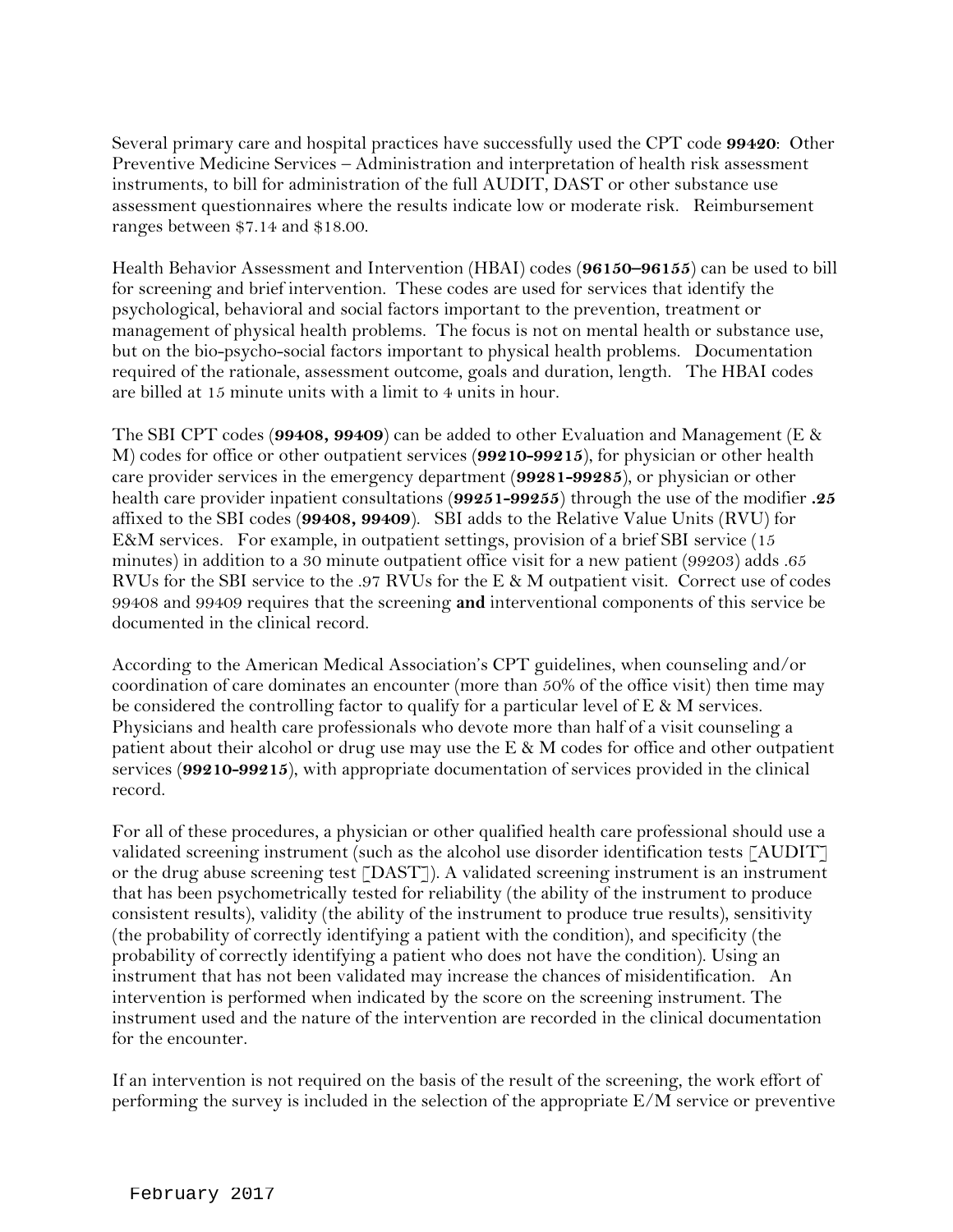Several primary care and hospital practices have successfully used the CPT code **99420**: Other Preventive Medicine Services – Administration and interpretation of health risk assessment instruments, to bill for administration of the full AUDIT, DAST or other substance use assessment questionnaires where the results indicate low or moderate risk. Reimbursement ranges between $7.14 and $18.00.

Health Behavior Assessment and Intervention (HBAI) codes (**96150–96155**) can be used to bill for screening and brief intervention. These codes are used for services that identify the psychological, behavioral and social factors important to the prevention, treatment or management of physical health problems. The focus is not on mental health or substance use, but on the bio-psycho-social factors important to physical health problems. Documentation required of the rationale, assessment outcome, goals and duration, length. The HBAI codes are billed at 15 minute units with a limit to 4 units in hour.

The SBI CPT codes (**99408, 99409**) can be added to other Evaluation and Management (E & M) codes for office or other outpatient services (**99210-99215**), for physician or other health care provider services in the emergency department (**99281-99285**), or physician or other health care provider inpatient consultations (**99251-99255**) through the use of the modifier **.25** affixed to the SBI codes (**99408, 99409**). SBI adds to the Relative Value Units (RVU) for E&M services. For example, in outpatient settings, provision of a brief SBI service (15 minutes) in addition to a 30 minute outpatient office visit for a new patient (99203) adds .65 RVUs for the SBI service to the .97 RVUs for the E & M outpatient visit. Correct use of codes 99408 and 99409 requires that the screening **and** interventional components of this service be documented in the clinical record.

According to the American Medical Association's CPT guidelines, when counseling and/or coordination of care dominates an encounter (more than 50% of the office visit) then time may be considered the controlling factor to qualify for a particular level of E & M services. Physicians and health care professionals who devote more than half of a visit counseling a patient about their alcohol or drug use may use the E & M codes for office and other outpatient services (**99210-99215**), with appropriate documentation of services provided in the clinical record.

For all of these procedures, a physician or other qualified health care professional should use a validated screening instrument (such as the alcohol use disorder identification tests [AUDIT] or the drug abuse screening test [DAST]). A validated screening instrument is an instrument that has been psychometrically tested for reliability (the ability of the instrument to produce consistent results), validity (the ability of the instrument to produce true results), sensitivity (the probability of correctly identifying a patient with the condition), and specificity (the probability of correctly identifying a patient who does not have the condition). Using an instrument that has not been validated may increase the chances of misidentification. An intervention is performed when indicated by the score on the screening instrument. The instrument used and the nature of the intervention are recorded in the clinical documentation for the encounter.

If an intervention is not required on the basis of the result of the screening, the work effort of performing the survey is included in the selection of the appropriate E/M service or preventive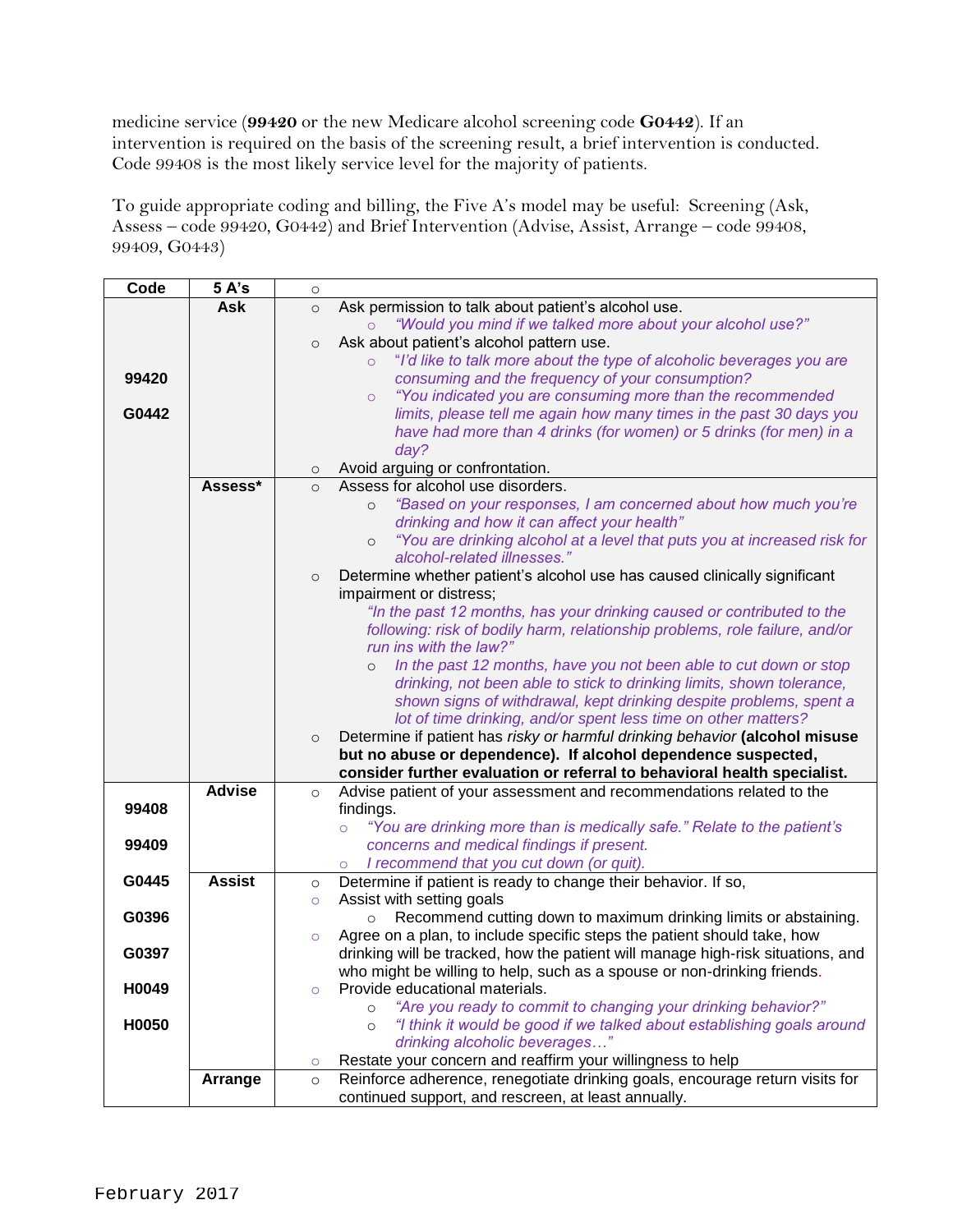medicine service (**99420** or the new Medicare alcohol screening code **G0442**). If an intervention is required on the basis of the screening result, a brief intervention is conducted. Code 99408 is the most likely service level for the majority of patients.

To guide appropriate coding and billing, the Five A's model may be useful: Screening (Ask, Assess – code 99420, G0442) and Brief Intervention (Advise, Assist, Arrange – code 99408, 99409, G0443)

| Code | 5 A's | ○ |
|---|---|---|
| 99420<br><br>G0442 | **Ask** | ○ Ask permission to talk about patient's alcohol use.<br>&nbsp;&nbsp;&nbsp;&nbsp;○ *"Would you mind if we talked more about your alcohol use?"*<br>○ Ask about patient's alcohol pattern use.<br>&nbsp;&nbsp;&nbsp;&nbsp;○ *"I'd like to talk more about the type of alcoholic beverages you are consuming and the frequency of your consumption?*<br>&nbsp;&nbsp;&nbsp;&nbsp;○ *"You indicated you are consuming more than the recommended limits, please tell me again how many times in the past 30 days you have had more than 4 drinks (for women) or 5 drinks (for men) in a day?*<br>○ Avoid arguing or confrontation. |
| | **Assess*** | ○ Assess for alcohol use disorders.<br>&nbsp;&nbsp;&nbsp;&nbsp;○ *"Based on your responses, I am concerned about how much you're drinking and how it can affect your health"*<br>&nbsp;&nbsp;&nbsp;&nbsp;○ *"You are drinking alcohol at a level that puts you at increased risk for alcohol-related illnesses."*<br>○ Determine whether patient's alcohol use has caused clinically significant impairment or distress;<br>&nbsp;&nbsp;&nbsp;&nbsp;*"In the past 12 months, has your drinking caused or contributed to the following: risk of bodily harm, relationship problems, role failure, and/or run ins with the law?"*<br>&nbsp;&nbsp;&nbsp;&nbsp;○ *In the past 12 months, have you not been able to cut down or stop drinking, not been able to stick to drinking limits, shown tolerance, shown signs of withdrawal, kept drinking despite problems, spent a lot of time drinking, and/or spent less time on other matters?*<br>○ Determine if patient has *risky or harmful drinking behavior* **(alcohol misuse but no abuse or dependence). If alcohol dependence suspected, consider further evaluation or referral to behavioral health specialist.** |
| 99408<br><br>99409<br><br>G0445<br><br>G0396<br><br>G0397<br><br>H0049<br><br>H0050 | **Advise** | ○ Advise patient of your assessment and recommendations related to the findings.<br>&nbsp;&nbsp;&nbsp;&nbsp;○ *"You are drinking more than is medically safe." Relate to the patient's concerns and medical findings if present.*<br>&nbsp;&nbsp;&nbsp;&nbsp;○ *I recommend that you cut down (or quit).* |
| | **Assist** | ○ Determine if patient is ready to change their behavior. If so,<br>○ Assist with setting goals<br>&nbsp;&nbsp;&nbsp;&nbsp;○ Recommend cutting down to maximum drinking limits or abstaining.<br>○ Agree on a plan, to include specific steps the patient should take, how drinking will be tracked, how the patient will manage high-risk situations, and who might be willing to help, such as a spouse or non-drinking friends.<br>○ Provide educational materials.<br>&nbsp;&nbsp;&nbsp;&nbsp;○ *"Are you ready to commit to changing your drinking behavior?"*<br>&nbsp;&nbsp;&nbsp;&nbsp;○ *"I think it would be good if we talked about establishing goals around drinking alcoholic beverages…"*<br>○ Restate your concern and reaffirm your willingness to help |
| | **Arrange** | ○ Reinforce adherence, renegotiate drinking goals, encourage return visits for continued support, and rescreen, at least annually. |

February 2017